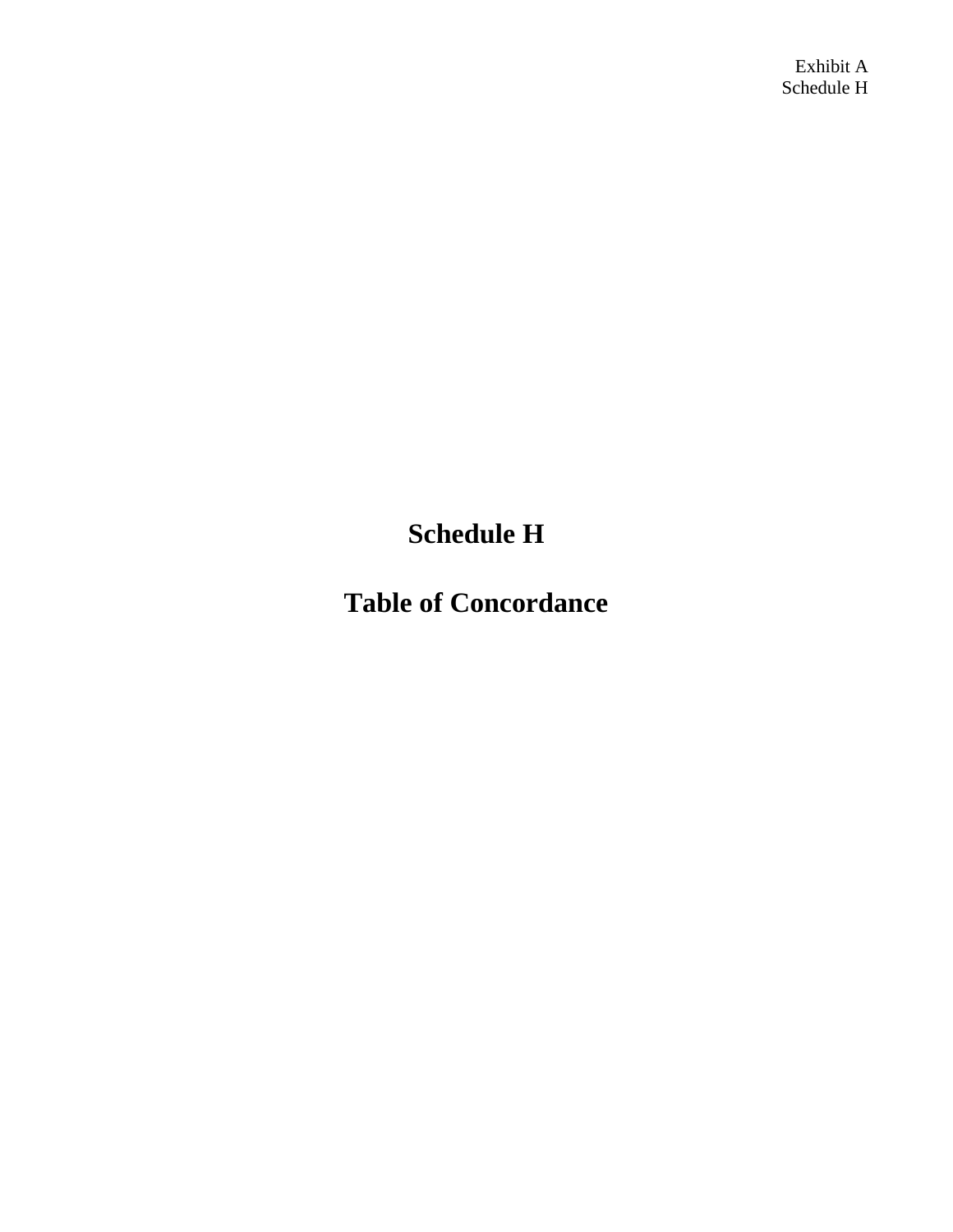Exhibit A
Schedule H

# Schedule H

# Table of Concordance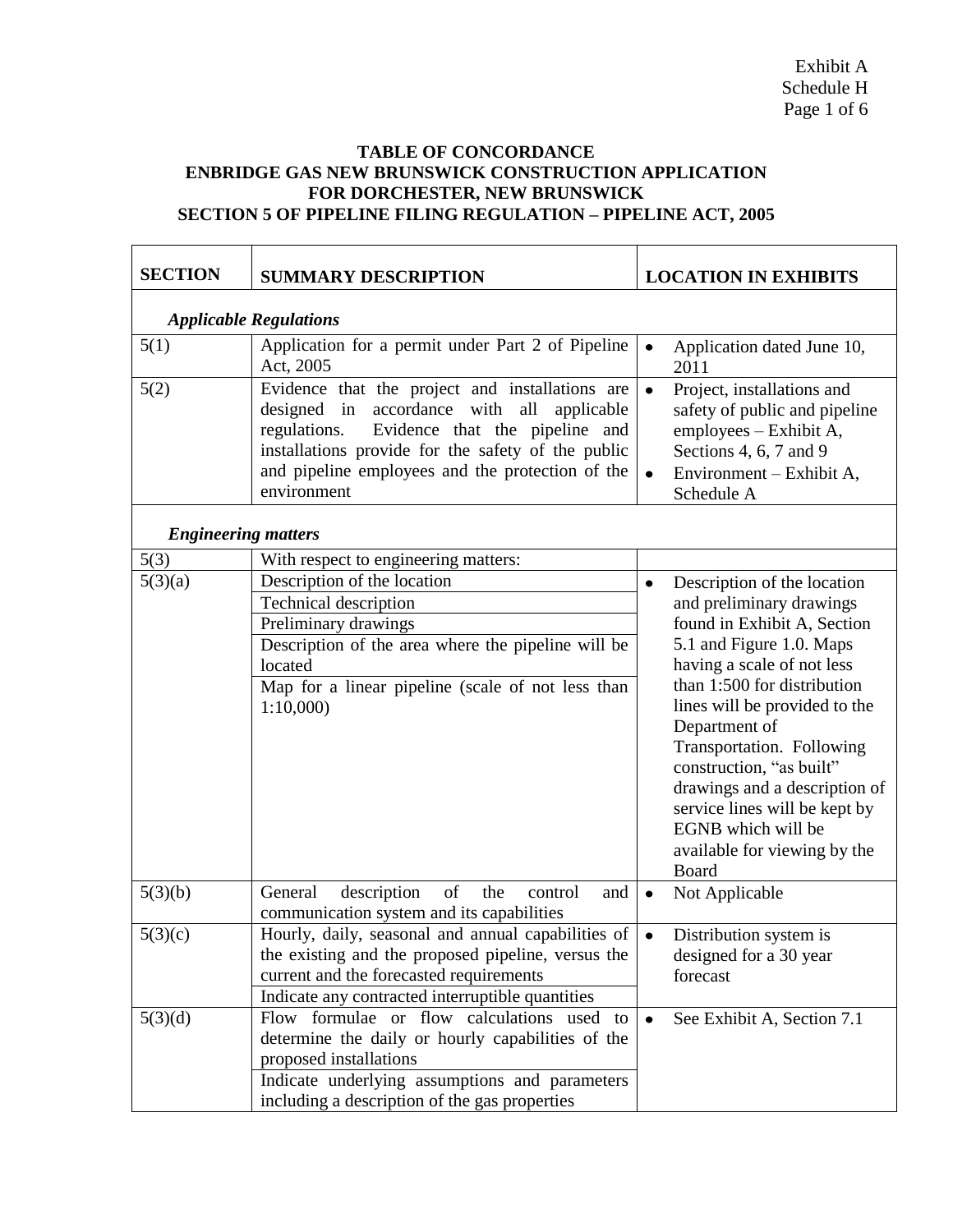**TABLE OF CONCORDANCE**
**ENBRIDGE GAS NEW BRUNSWICK CONSTRUCTION APPLICATION FOR DORCHESTER, NEW BRUNSWICK**
**SECTION 5 OF PIPELINE FILING REGULATION – PIPELINE ACT, 2005**

| SECTION | SUMMARY DESCRIPTION | LOCATION IN EXHIBITS |
|---|---|---|
| ***Applicable Regulations*** | | |
| 5(1) | Application for a permit under Part 2 of Pipeline Act, 2005 | • Application dated June 10, 2011 |
| 5(2) | Evidence that the project and installations are designed in accordance with all applicable regulations. Evidence that the pipeline and installations provide for the safety of the public and pipeline employees and the protection of the environment | • Project, installations and safety of public and pipeline employees – Exhibit A, Sections 4, 6, 7 and 9<br>• Environment – Exhibit A, Schedule A |
| ***Engineering matters*** | | |
| 5(3) | With respect to engineering matters: | |
| 5(3)(a) | Description of the location<br>Technical description<br>Preliminary drawings<br>Description of the area where the pipeline will be located<br>Map for a linear pipeline (scale of not less than 1:10,000) | • Description of the location and preliminary drawings found in Exhibit A, Section 5.1 and Figure 1.0. Maps having a scale of not less than 1:500 for distribution lines will be provided to the Department of Transportation. Following construction, "as built" drawings and a description of service lines will be kept by EGNB which will be available for viewing by the Board |
| 5(3)(b) | General description of the control and communication system and its capabilities | • Not Applicable |
| 5(3)(c) | Hourly, daily, seasonal and annual capabilities of the existing and the proposed pipeline, versus the current and the forecasted requirements<br>Indicate any contracted interruptible quantities | • Distribution system is designed for a 30 year forecast |
| 5(3)(d) | Flow formulae or flow calculations used to determine the daily or hourly capabilities of the proposed installations<br>Indicate underlying assumptions and parameters including a description of the gas properties | • See Exhibit A, Section 7.1 |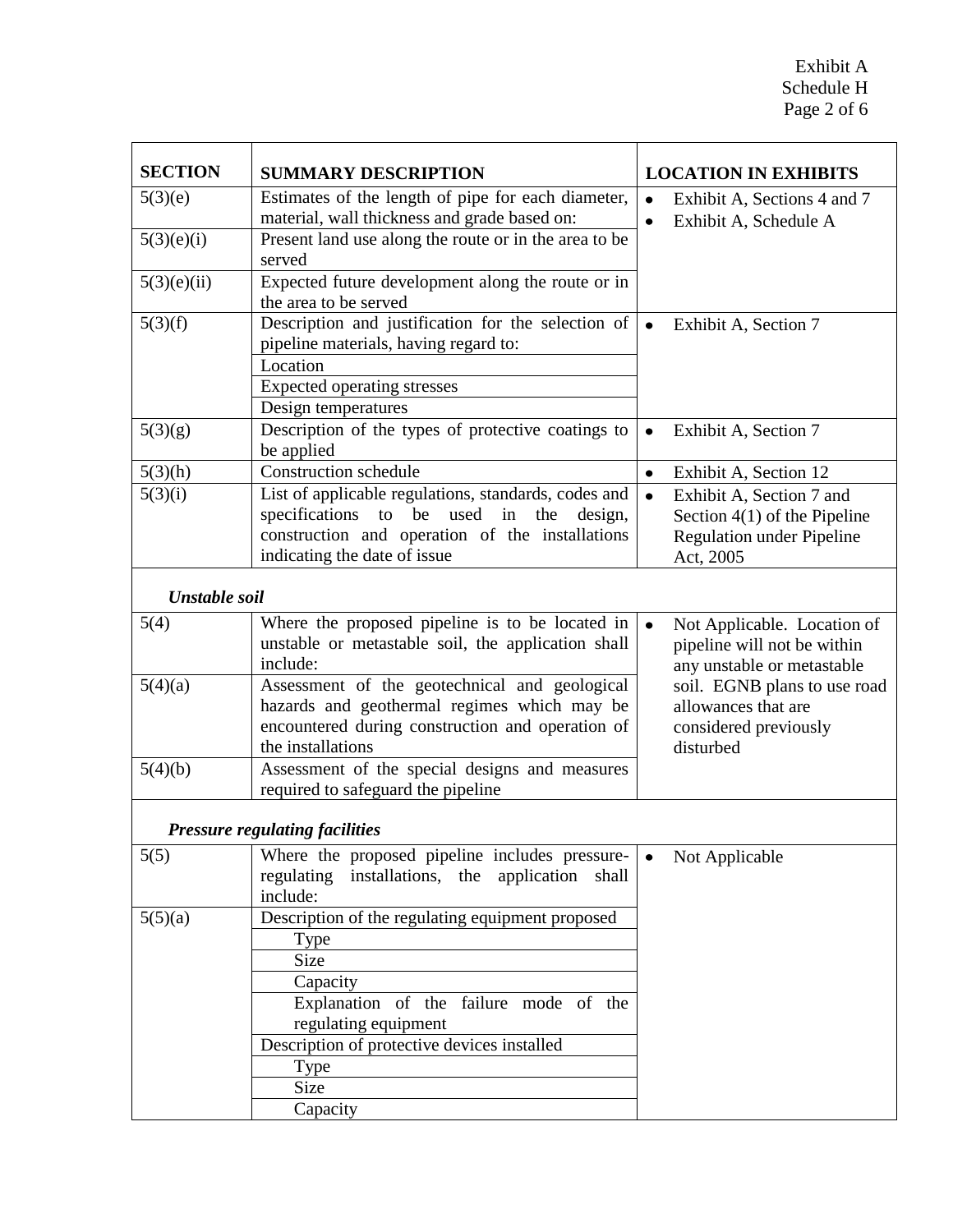| SECTION | SUMMARY DESCRIPTION | LOCATION IN EXHIBITS |
|---|---|---|
| 5(3)(e) | Estimates of the length of pipe for each diameter, material, wall thickness and grade based on: | • Exhibit A, Sections 4 and 7<br>• Exhibit A, Schedule A |
| 5(3)(e)(i) | Present land use along the route or in the area to be served | |
| 5(3)(e)(ii) | Expected future development along the route or in the area to be served | |
| 5(3)(f) | Description and justification for the selection of pipeline materials, having regard to: | • Exhibit A, Section 7 |
| | Location | |
| | Expected operating stresses | |
| | Design temperatures | |
| 5(3)(g) | Description of the types of protective coatings to be applied | • Exhibit A, Section 7 |
| 5(3)(h) | Construction schedule | • Exhibit A, Section 12 |
| 5(3)(i) | List of applicable regulations, standards, codes and specifications to be used in the design, construction and operation of the installations indicating the date of issue | • Exhibit A, Section 7 and Section 4(1) of the Pipeline Regulation under Pipeline Act, 2005 |
| ***Unstable soil*** | | |
| 5(4) | Where the proposed pipeline is to be located in unstable or metastable soil, the application shall include: | • Not Applicable. Location of pipeline will not be within any unstable or metastable soil. EGNB plans to use road allowances that are considered previously disturbed |
| 5(4)(a) | Assessment of the geotechnical and geological hazards and geothermal regimes which may be encountered during construction and operation of the installations | |
| 5(4)(b) | Assessment of the special designs and measures required to safeguard the pipeline | |
| ***Pressure regulating facilities*** | | |
| 5(5) | Where the proposed pipeline includes pressure-regulating installations, the application shall include: | • Not Applicable |
| 5(5)(a) | Description of the regulating equipment proposed | |
| | Type | |
| | Size | |
| | Capacity | |
| | Explanation of the failure mode of the regulating equipment | |
| | Description of protective devices installed | |
| | Type | |
| | Size | |
| | Capacity | |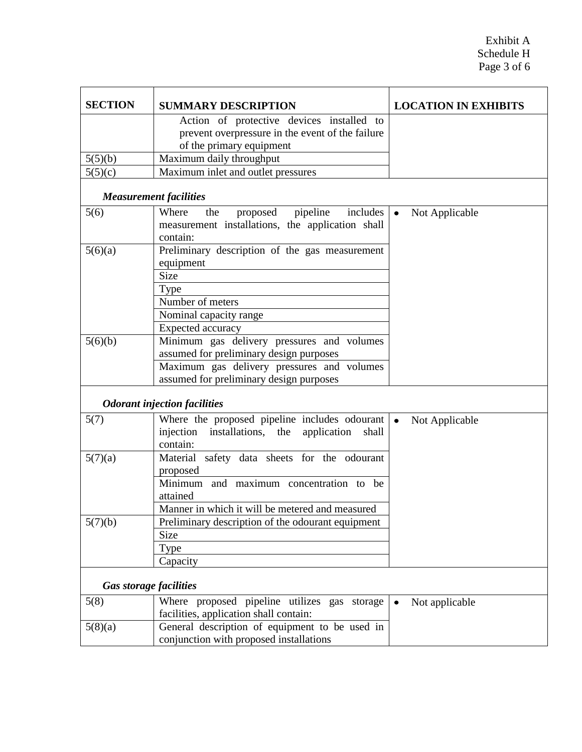| SECTION | SUMMARY DESCRIPTION | LOCATION IN EXHIBITS |
| --- | --- | --- |
| | Action of protective devices installed to prevent overpressure in the event of the failure of the primary equipment | |
| 5(5)(b) | Maximum daily throughput | |
| 5(5)(c) | Maximum inlet and outlet pressures | |
| ***Measurement facilities*** | | |
| 5(6) | Where the proposed pipeline includes measurement installations, the application shall contain: | • Not Applicable |
| 5(6)(a) | Preliminary description of the gas measurement equipment | |
| | Size | |
| | Type | |
| | Number of meters | |
| | Nominal capacity range | |
| | Expected accuracy | |
| 5(6)(b) | Minimum gas delivery pressures and volumes assumed for preliminary design purposes | |
| | Maximum gas delivery pressures and volumes assumed for preliminary design purposes | |
| ***Odorant injection facilities*** | | |
| 5(7) | Where the proposed pipeline includes odourant injection installations, the application shall contain: | • Not Applicable |
| 5(7)(a) | Material safety data sheets for the odourant proposed | |
| | Minimum and maximum concentration to be attained | |
| | Manner in which it will be metered and measured | |
| 5(7)(b) | Preliminary description of the odourant equipment | |
| | Size | |
| | Type | |
| | Capacity | |
| ***Gas storage facilities*** | | |
| 5(8) | Where proposed pipeline utilizes gas storage facilities, application shall contain: | • Not applicable |
| 5(8)(a) | General description of equipment to be used in conjunction with proposed installations | |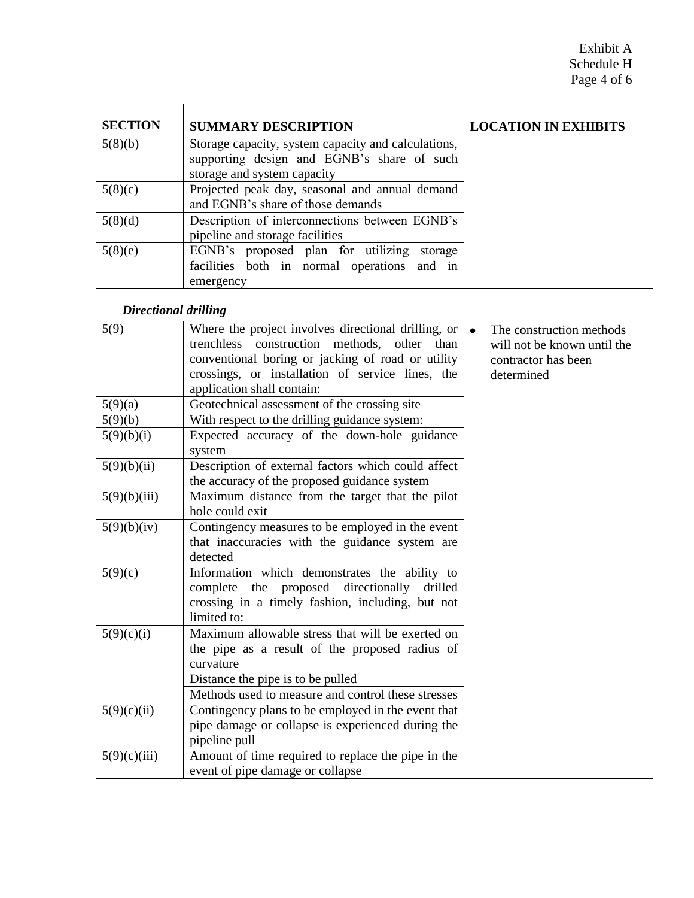| SECTION | SUMMARY DESCRIPTION | LOCATION IN EXHIBITS |
|---|---|---|
| 5(8)(b) | Storage capacity, system capacity and calculations, supporting design and EGNB's share of such storage and system capacity | |
| 5(8)(c) | Projected peak day, seasonal and annual demand and EGNB's share of those demands | |
| 5(8)(d) | Description of interconnections between EGNB's pipeline and storage facilities | |
| 5(8)(e) | EGNB's proposed plan for utilizing storage facilities both in normal operations and in emergency | |
| ***Directional drilling*** | | |
| 5(9) | Where the project involves directional drilling, or trenchless construction methods, other than conventional boring or jacking of road or utility crossings, or installation of service lines, the application shall contain: | • The construction methods will not be known until the contractor has been determined |
| 5(9)(a) | Geotechnical assessment of the crossing site | |
| 5(9)(b) | With respect to the drilling guidance system: | |
| 5(9)(b)(i) | Expected accuracy of the down-hole guidance system | |
| 5(9)(b)(ii) | Description of external factors which could affect the accuracy of the proposed guidance system | |
| 5(9)(b)(iii) | Maximum distance from the target that the pilot hole could exit | |
| 5(9)(b)(iv) | Contingency measures to be employed in the event that inaccuracies with the guidance system are detected | |
| 5(9)(c) | Information which demonstrates the ability to complete the proposed directionally drilled crossing in a timely fashion, including, but not limited to: | |
| 5(9)(c)(i) | Maximum allowable stress that will be exerted on the pipe as a result of the proposed radius of curvature | |
| | Distance the pipe is to be pulled | |
| | Methods used to measure and control these stresses | |
| 5(9)(c)(ii) | Contingency plans to be employed in the event that pipe damage or collapse is experienced during the pipeline pull | |
| 5(9)(c)(iii) | Amount of time required to replace the pipe in the event of pipe damage or collapse | |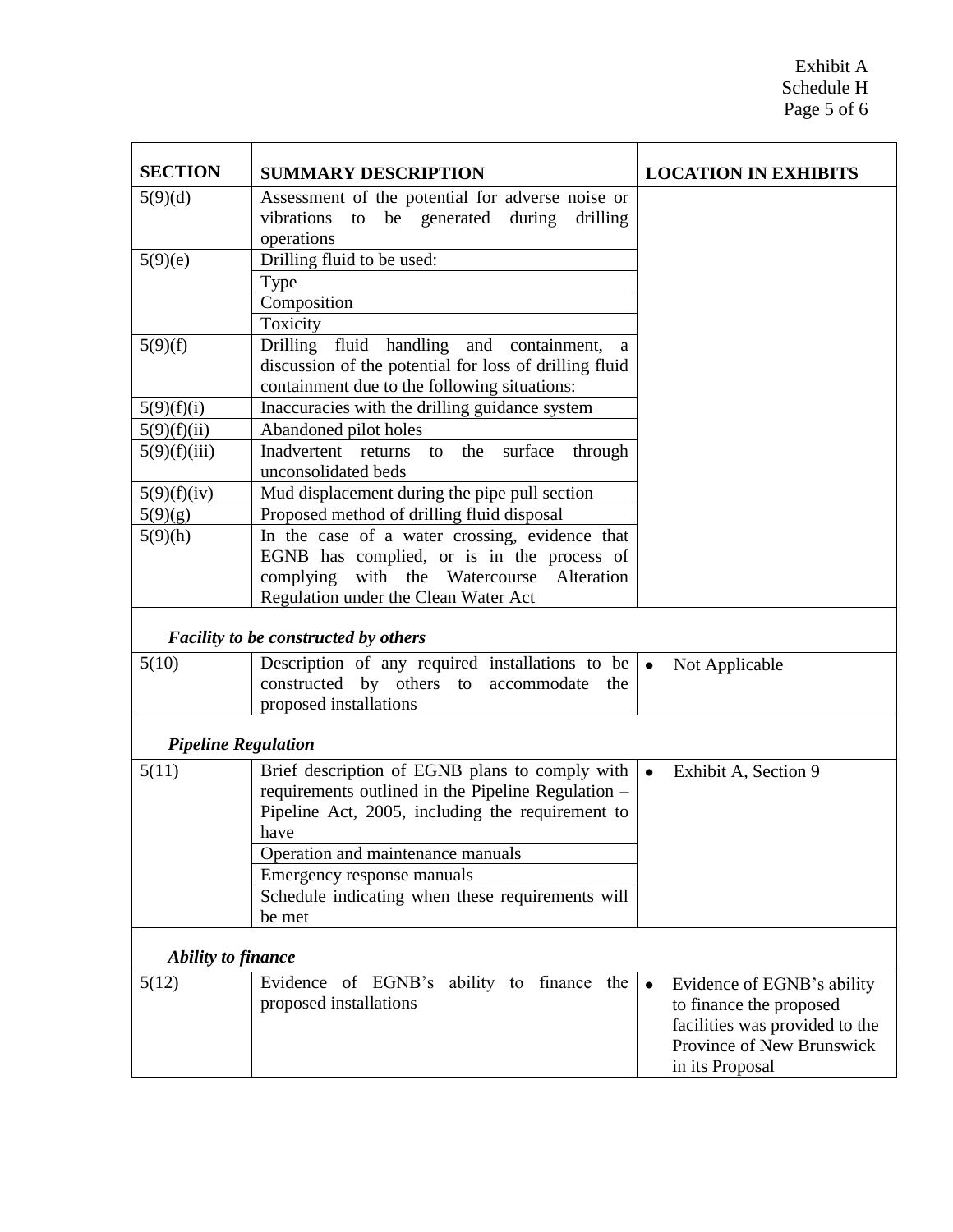| SECTION | SUMMARY DESCRIPTION | LOCATION IN EXHIBITS |
|---|---|---|
| 5(9)(d) | Assessment of the potential for adverse noise or vibrations to be generated during drilling operations | |
| 5(9)(e) | Drilling fluid to be used: | |
| | Type | |
| | Composition | |
| | Toxicity | |
| 5(9)(f) | Drilling fluid handling and containment, a discussion of the potential for loss of drilling fluid containment due to the following situations: | |
| 5(9)(f)(i) | Inaccuracies with the drilling guidance system | |
| 5(9)(f)(ii) | Abandoned pilot holes | |
| 5(9)(f)(iii) | Inadvertent returns to the surface through unconsolidated beds | |
| 5(9)(f)(iv) | Mud displacement during the pipe pull section | |
| 5(9)(g) | Proposed method of drilling fluid disposal | |
| 5(9)(h) | In the case of a water crossing, evidence that EGNB has complied, or is in the process of complying with the Watercourse Alteration Regulation under the Clean Water Act | |
| ***Facility to be constructed by others*** | | |
| 5(10) | Description of any required installations to be constructed by others to accommodate the proposed installations | • Not Applicable |
| ***Pipeline Regulation*** | | |
| 5(11) | Brief description of EGNB plans to comply with requirements outlined in the Pipeline Regulation – Pipeline Act, 2005, including the requirement to have | • Exhibit A, Section 9 |
| | Operation and maintenance manuals | |
| | Emergency response manuals | |
| | Schedule indicating when these requirements will be met | |
| ***Ability to finance*** | | |
| 5(12) | Evidence of EGNB's ability to finance the proposed installations | • Evidence of EGNB's ability to finance the proposed facilities was provided to the Province of New Brunswick in its Proposal |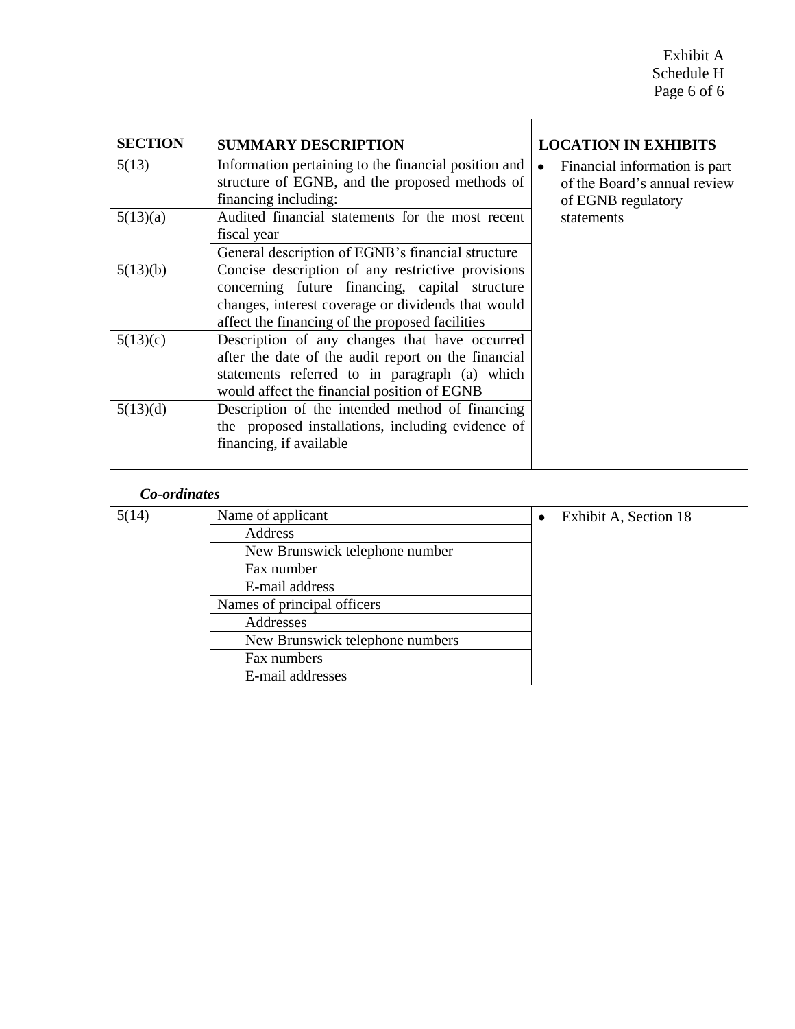| SECTION | SUMMARY DESCRIPTION | LOCATION IN EXHIBITS |
|---|---|---|
| 5(13) | Information pertaining to the financial position and structure of EGNB, and the proposed methods of financing including: | • Financial information is part of the Board's annual review of EGNB regulatory statements |
| 5(13)(a) | Audited financial statements for the most recent fiscal year | |
| | General description of EGNB's financial structure | |
| 5(13)(b) | Concise description of any restrictive provisions concerning future financing, capital structure changes, interest coverage or dividends that would affect the financing of the proposed facilities | |
| 5(13)(c) | Description of any changes that have occurred after the date of the audit report on the financial statements referred to in paragraph (a) which would affect the financial position of EGNB | |
| 5(13)(d) | Description of the intended method of financing the proposed installations, including evidence of financing, if available | |
| ***Co-ordinates*** | | |
| 5(14) | Name of applicant | • Exhibit A, Section 18 |
| | Address | |
| | New Brunswick telephone number | |
| | Fax number | |
| | E-mail address | |
| | Names of principal officers | |
| | Addresses | |
| | New Brunswick telephone numbers | |
| | Fax numbers | |
| | E-mail addresses | |